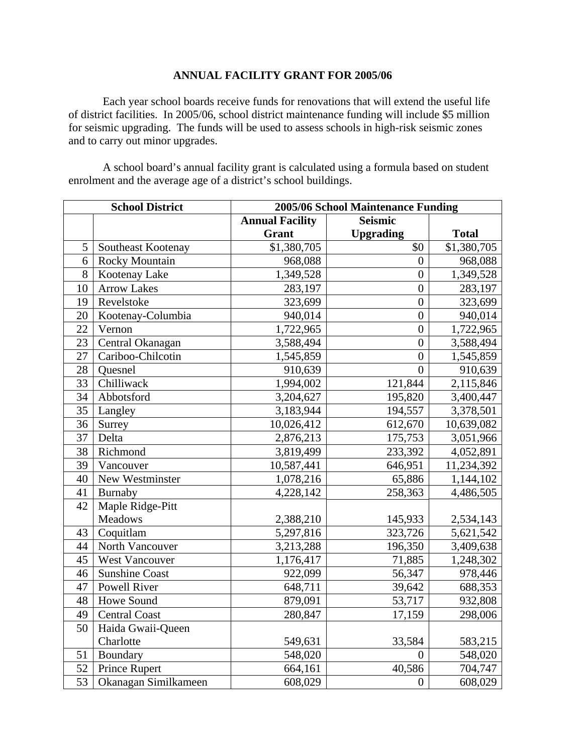# ANNUAL FACILITY GRANT FOR 2005/06

Each year school boards receive funds for renovations that will extend the useful life of district facilities. In 2005/06, school district maintenance funding will include $5 million for seismic upgrading. The funds will be used to assess schools in high-risk seismic zones and to carry out minor upgrades.

A school board's annual facility grant is calculated using a formula based on student enrolment and the average age of a district's school buildings.

| School District | | 2005/06 School Maintenance Funding | | |
|---|---|---|---|---|
| | | Annual Facility Grant | Seismic Upgrading | Total |
| 5 | Southeast Kootenay | $1,380,705 | $0 | $1,380,705 |
| 6 | Rocky Mountain | 968,088 | 0 | 968,088 |
| 8 | Kootenay Lake | 1,349,528 | 0 | 1,349,528 |
| 10 | Arrow Lakes | 283,197 | 0 | 283,197 |
| 19 | Revelstoke | 323,699 | 0 | 323,699 |
| 20 | Kootenay-Columbia | 940,014 | 0 | 940,014 |
| 22 | Vernon | 1,722,965 | 0 | 1,722,965 |
| 23 | Central Okanagan | 3,588,494 | 0 | 3,588,494 |
| 27 | Cariboo-Chilcotin | 1,545,859 | 0 | 1,545,859 |
| 28 | Quesnel | 910,639 | 0 | 910,639 |
| 33 | Chilliwack | 1,994,002 | 121,844 | 2,115,846 |
| 34 | Abbotsford | 3,204,627 | 195,820 | 3,400,447 |
| 35 | Langley | 3,183,944 | 194,557 | 3,378,501 |
| 36 | Surrey | 10,026,412 | 612,670 | 10,639,082 |
| 37 | Delta | 2,876,213 | 175,753 | 3,051,966 |
| 38 | Richmond | 3,819,499 | 233,392 | 4,052,891 |
| 39 | Vancouver | 10,587,441 | 646,951 | 11,234,392 |
| 40 | New Westminster | 1,078,216 | 65,886 | 1,144,102 |
| 41 | Burnaby | 4,228,142 | 258,363 | 4,486,505 |
| 42 | Maple Ridge-Pitt Meadows | 2,388,210 | 145,933 | 2,534,143 |
| 43 | Coquitlam | 5,297,816 | 323,726 | 5,621,542 |
| 44 | North Vancouver | 3,213,288 | 196,350 | 3,409,638 |
| 45 | West Vancouver | 1,176,417 | 71,885 | 1,248,302 |
| 46 | Sunshine Coast | 922,099 | 56,347 | 978,446 |
| 47 | Powell River | 648,711 | 39,642 | 688,353 |
| 48 | Howe Sound | 879,091 | 53,717 | 932,808 |
| 49 | Central Coast | 280,847 | 17,159 | 298,006 |
| 50 | Haida Gwaii-Queen Charlotte | 549,631 | 33,584 | 583,215 |
| 51 | Boundary | 548,020 | 0 | 548,020 |
| 52 | Prince Rupert | 664,161 | 40,586 | 704,747 |
| 53 | Okanagan Similkameen | 608,029 | 0 | 608,029 |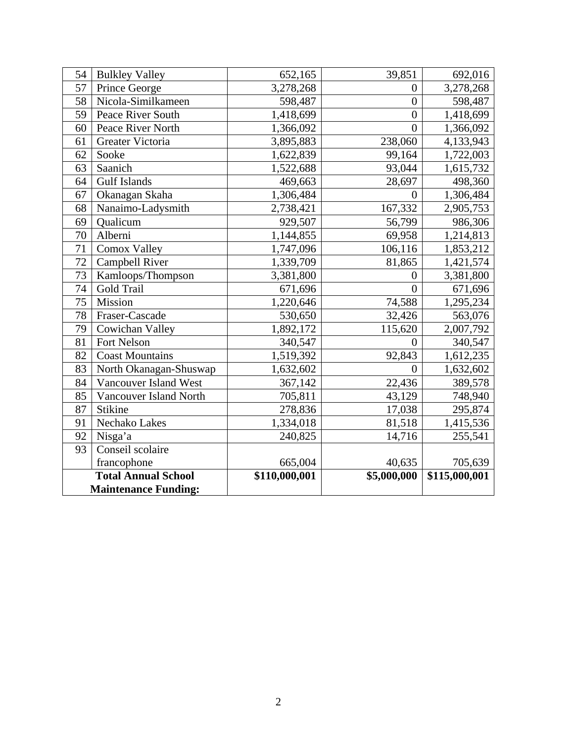| | | | | |
|---|---|---|---|---|
| 54 | Bulkley Valley | 652,165 | 39,851 | 692,016 |
| 57 | Prince George | 3,278,268 | 0 | 3,278,268 |
| 58 | Nicola-Similkameen | 598,487 | 0 | 598,487 |
| 59 | Peace River South | 1,418,699 | 0 | 1,418,699 |
| 60 | Peace River North | 1,366,092 | 0 | 1,366,092 |
| 61 | Greater Victoria | 3,895,883 | 238,060 | 4,133,943 |
| 62 | Sooke | 1,622,839 | 99,164 | 1,722,003 |
| 63 | Saanich | 1,522,688 | 93,044 | 1,615,732 |
| 64 | Gulf Islands | 469,663 | 28,697 | 498,360 |
| 67 | Okanagan Skaha | 1,306,484 | 0 | 1,306,484 |
| 68 | Nanaimo-Ladysmith | 2,738,421 | 167,332 | 2,905,753 |
| 69 | Qualicum | 929,507 | 56,799 | 986,306 |
| 70 | Alberni | 1,144,855 | 69,958 | 1,214,813 |
| 71 | Comox Valley | 1,747,096 | 106,116 | 1,853,212 |
| 72 | Campbell River | 1,339,709 | 81,865 | 1,421,574 |
| 73 | Kamloops/Thompson | 3,381,800 | 0 | 3,381,800 |
| 74 | Gold Trail | 671,696 | 0 | 671,696 |
| 75 | Mission | 1,220,646 | 74,588 | 1,295,234 |
| 78 | Fraser-Cascade | 530,650 | 32,426 | 563,076 |
| 79 | Cowichan Valley | 1,892,172 | 115,620 | 2,007,792 |
| 81 | Fort Nelson | 340,547 | 0 | 340,547 |
| 82 | Coast Mountains | 1,519,392 | 92,843 | 1,612,235 |
| 83 | North Okanagan-Shuswap | 1,632,602 | 0 | 1,632,602 |
| 84 | Vancouver Island West | 367,142 | 22,436 | 389,578 |
| 85 | Vancouver Island North | 705,811 | 43,129 | 748,940 |
| 87 | Stikine | 278,836 | 17,038 | 295,874 |
| 91 | Nechako Lakes | 1,334,018 | 81,518 | 1,415,536 |
| 92 | Nisga'a | 240,825 | 14,716 | 255,541 |
| 93 | Conseil scolaire francophone | 665,004 | 40,635 | 705,639 |
| **Total Annual School Maintenance Funding:** | | **$110,000,001** | **$5,000,000** | **$115,000,001** |